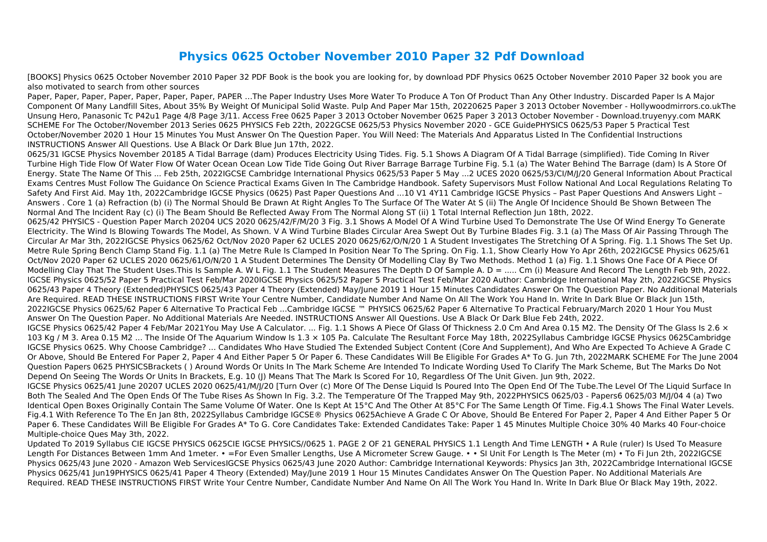# Physics 0625 October November 2010 Paper 32 Pdf Download

[BOOKS] Physics 0625 October November 2010 Paper 32 PDF Book is the book you are looking for, by download PDF Physics 0625 October November 2010 Paper 32 book you are also motivated to search from other sources

Paper, Paper, Paper, Paper, Paper, Paper, Paper, PAPER …The Paper Industry Uses More Water To Produce A Ton Of Product Than Any Other Industry. Discarded Paper Is A Major Component Of Many Landfill Sites, About 35% By Weight Of Municipal Solid Waste. Pulp And Paper Mar 15th, 20220625 Paper 3 2013 October November - Hollywoodmirrors.co.ukThe Unsung Hero, Panasonic Tc P42u1 Page 4/8 Page 3/11. Access Free 0625 Paper 3 2013 October November 0625 Paper 3 2013 October November - Download.truyenyy.com MARK SCHEME For The October/November 2013 Series 0625 PHYSICS Feb 22th, 2022GCSE 0625/53 Physics November 2020 - GCE GuidePHYSICS 0625/53 Paper 5 Practical Test October/November 2020 1 Hour 15 Minutes You Must Answer On The Question Paper. You Will Need: The Materials And Apparatus Listed In The Confidential Instructions INSTRUCTIONS Answer All Questions. Use A Black Or Dark Blue Jun 17th, 2022.

0625/31 IGCSE Physics November 20185 A Tidal Barrage (dam) Produces Electricity Using Tides. Fig. 5.1 Shows A Diagram Of A Tidal Barrage (simplified). Tide Coming In River Turbine High Tide Flow Of Water Flow Of Water Ocean Ocean Low Tide Tide Going Out River Barrage Barrage Turbine Fig. 5.1 (a) The Water Behind The Barrage (dam) Is A Store Of Energy. State The Name Of This ... Feb 25th, 2022IGCSE Cambridge International Physics 0625/53 Paper 5 May ...2 UCES 2020 0625/53/CI/M/J/20 General Information About Practical Exams Centres Must Follow The Guidance On Science Practical Exams Given In The Cambridge Handbook. Safety Supervisors Must Follow National And Local Regulations Relating To Safety And First Aid. May 1th, 2022Cambridge IGCSE Physics (0625) Past Paper Questions And ...10 V1 4Y11 Cambridge IGCSE Physics – Past Paper Questions And Answers Light – Answers . Core 1 (a) Refraction (b) (i) The Normal Should Be Drawn At Right Angles To The Surface Of The Water At S (ii) The Angle Of Incidence Should Be Shown Between The Normal And The Incident Ray (c) (i) The Beam Should Be Reflected Away From The Normal Along ST (ii) 1 Total Internal Reflection Jun 18th, 2022.

0625/42 PHYSICS - Question Paper March 20204 UCS 2020 0625/42/F/M/20 3 Fig. 3.1 Shows A Model Of A Wind Turbine Used To Demonstrate The Use Of Wind Energy To Generate Electricity. The Wind Is Blowing Towards The Model, As Shown. V A Wind Turbine Blades Circular Area Swept Out By Turbine Blades Fig. 3.1 (a) The Mass Of Air Passing Through The Circular Ar Mar 3th, 2022IGCSE Physics 0625/62 Oct/Nov 2020 Paper 62 UCLES 2020 0625/62/O/N/20 1 A Student Investigates The Stretching Of A Spring. Fig. 1.1 Shows The Set Up. Metre Rule Spring Bench Clamp Stand Fig. 1.1 (a) The Metre Rule Is Clamped In Position Near To The Spring. On Fig. 1.1, Show Clearly How Yo Apr 26th, 2022IGCSE Physics 0625/61 Oct/Nov 2020 Paper 62 UCLES 2020 0625/61/O/N/20 1 A Student Determines The Density Of Modelling Clay By Two Methods. Method 1 (a) Fig. 1.1 Shows One Face Of A Piece Of Modelling Clay That The Student Uses.This Is Sample A. W L Fig. 1.1 The Student Measures The Depth D Of Sample A. D = ..... Cm (i) Measure And Record The Length Feb 9th, 2022.

IGCSE Physics 0625/52 Paper 5 Practical Test Feb/Mar 2020IGCSE Physics 0625/52 Paper 5 Practical Test Feb/Mar 2020 Author: Cambridge International May 2th, 2022IGCSE Physics 0625/43 Paper 4 Theory (Extended)PHYSICS 0625/43 Paper 4 Theory (Extended) May/June 2019 1 Hour 15 Minutes Candidates Answer On The Question Paper. No Additional Materials Are Required. READ THESE INSTRUCTIONS FIRST Write Your Centre Number, Candidate Number And Name On All The Work You Hand In. Write In Dark Blue Or Black Jun 15th, 2022IGCSE Physics 0625/62 Paper 6 Alternative To Practical Feb ...Cambridge IGCSE ™ PHYSICS 0625/62 Paper 6 Alternative To Practical February/March 2020 1 Hour You Must Answer On The Question Paper. No Additional Materials Are Needed. INSTRUCTIONS Answer All Questions. Use A Black Or Dark Blue Feb 24th, 2022.

IGCSE Physics 0625/42 Paper 4 Feb/Mar 2021You May Use A Calculator. ... Fig. 1.1 Shows A Piece Of Glass Of Thickness 2.0 Cm And Area 0.15 M2. The Density Of The Glass Is 2.6 × 103 Kg / M 3. Area 0.15 M2 ... The Inside Of The Aquarium Window Is 1.3 × 105 Pa. Calculate The Resultant Force May 18th, 2022Syllabus Cambridge IGCSE Physics 0625Cambridge IGCSE Physics 0625. Why Choose Cambridge? ... Candidates Who Have Studied The Extended Subject Content (Core And Supplement), And Who Are Expected To Achieve A Grade C Or Above, Should Be Entered For Paper 2, Paper 4 And Either Paper 5 Or Paper 6. These Candidates Will Be Eligible For Grades A* To G. Jun 7th, 2022MARK SCHEME For The June 2004 Question Papers 0625 PHYSICSBrackets ( ) Around Words Or Units In The Mark Scheme Are Intended To Indicate Wording Used To Clarify The Mark Scheme, But The Marks Do Not Depend On Seeing The Words Or Units In Brackets, E.g. 10 (J) Means That The Mark Is Scored For 10, Regardless Of The Unit Given. Jun 9th, 2022.

IGCSE Physics 0625/41 June 20207 UCLES 2020 0625/41/M/J/20 [Turn Over (c) More Of The Dense Liquid Is Poured Into The Open End Of The Tube.The Level Of The Liquid Surface In Both The Sealed And The Open Ends Of The Tube Rises As Shown In Fig. 3.2. The Temperature Of The Trapped May 9th, 2022PHYSICS 0625/03 - Papers6 0625/03 M/J/04 4 (a) Two Identical Open Boxes Originally Contain The Same Volume Of Water. One Is Kept At 15°C And The Other At 85°C For The Same Length Of Time. Fig.4.1 Shows The Final Water Levels. Fig.4.1 With Reference To The En Jan 8th, 2022Syllabus Cambridge IGCSE® Physics 0625Achieve A Grade C Or Above, Should Be Entered For Paper 2, Paper 4 And Either Paper 5 Or Paper 6. These Candidates Will Be Eligible For Grades A* To G. Core Candidates Take: Extended Candidates Take: Paper 1 45 Minutes Multiple Choice 30% 40 Marks 40 Four-choice Multiple-choice Ques May 3th, 2022.

Updated To 2019 Syllabus CIE IGCSE PHYSICS 0625CIE IGCSE PHYSICS//0625 1. PAGE 2 OF 21 GENERAL PHYSICS 1.1 Length And Time LENGTH • A Rule (ruler) Is Used To Measure Length For Distances Between 1mm And 1meter. • =For Even Smaller Lengths, Use A Micrometer Screw Gauge. • • SI Unit For Length Is The Meter (m) • To Fi Jun 2th, 2022IGCSE Physics 0625/43 June 2020 - Amazon Web ServicesIGCSE Physics 0625/43 June 2020 Author: Cambridge International Keywords: Physics Jan 3th, 2022Cambridge International IGCSE Physics 0625/41 Jun19PHYSICS 0625/41 Paper 4 Theory (Extended) May/June 2019 1 Hour 15 Minutes Candidates Answer On The Question Paper. No Additional Materials Are Required. READ THESE INSTRUCTIONS FIRST Write Your Centre Number, Candidate Number And Name On All The Work You Hand In. Write In Dark Blue Or Black May 19th, 2022.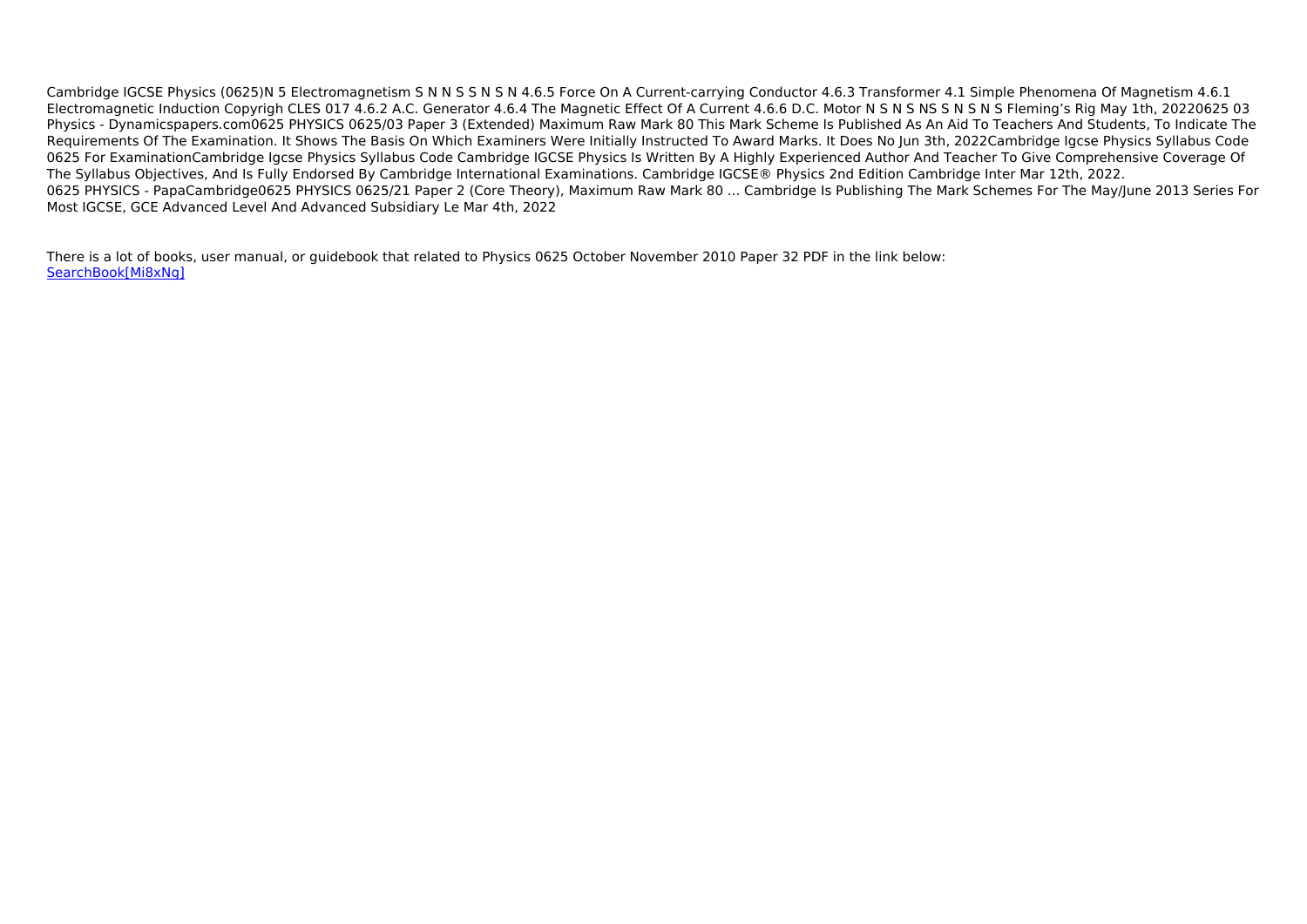Cambridge IGCSE Physics (0625)N 5 Electromagnetism S N N S S N S N 4.6.5 Force On A Current-carrying Conductor 4.6.3 Transformer 4.1 Simple Phenomena Of Magnetism 4.6.1 Electromagnetic Induction Copyrigh CLES 017 4.6.2 A.C. Generator 4.6.4 The Magnetic Effect Of A Current 4.6.6 D.C. Motor N S N S NS S N S N S Fleming's Rig May 1th, 20220625 03 Physics - Dynamicspapers.com0625 PHYSICS 0625/03 Paper 3 (Extended) Maximum Raw Mark 80 This Mark Scheme Is Published As An Aid To Teachers And Students, To Indicate The Requirements Of The Examination. It Shows The Basis On Which Examiners Were Initially Instructed To Award Marks. It Does No Jun 3th, 2022Cambridge Igcse Physics Syllabus Code 0625 For ExaminationCambridge Igcse Physics Syllabus Code Cambridge IGCSE Physics Is Written By A Highly Experienced Author And Teacher To Give Comprehensive Coverage Of The Syllabus Objectives, And Is Fully Endorsed By Cambridge International Examinations. Cambridge IGCSE® Physics 2nd Edition Cambridge Inter Mar 12th, 2022.
0625 PHYSICS - PapaCambridge0625 PHYSICS 0625/21 Paper 2 (Core Theory), Maximum Raw Mark 80 ... Cambridge Is Publishing The Mark Schemes For The May/June 2013 Series For Most IGCSE, GCE Advanced Level And Advanced Subsidiary Le Mar 4th, 2022

There is a lot of books, user manual, or guidebook that related to Physics 0625 October November 2010 Paper 32 PDF in the link below:
SearchBook[Mi8xNg]